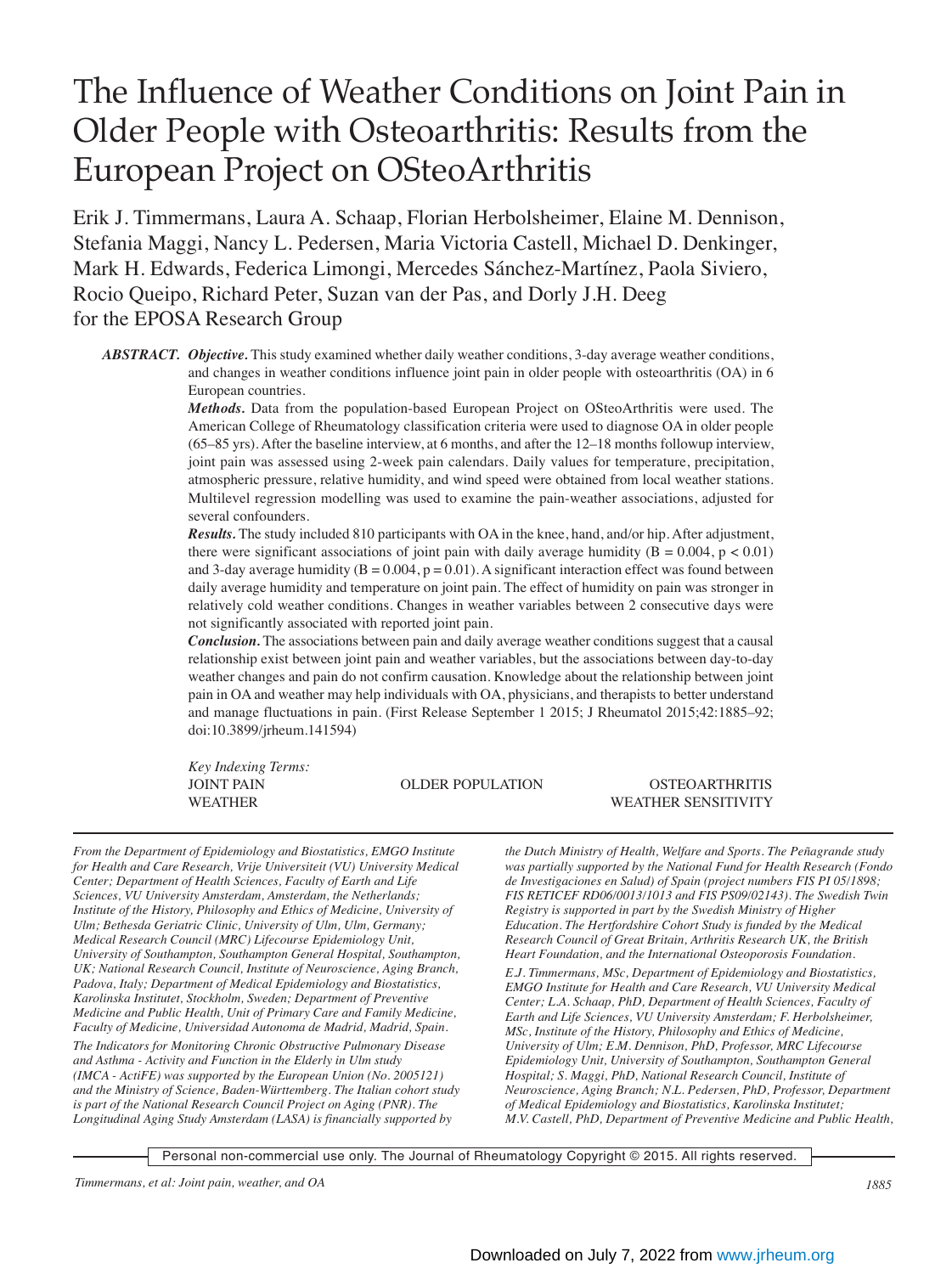# The Influence of Weather Conditions on Joint Pain in Older People with Osteoarthritis: Results from the European Project on OSteoArthritis

Erik J. Timmermans, Laura A. Schaap, Florian Herbolsheimer, Elaine M. Dennison, Stefania Maggi, Nancy L. Pedersen, Maria Victoria Castell, Michael D. Denkinger, Mark H. Edwards, Federica Limongi, Mercedes Sánchez-Martínez, Paola Siviero, Rocio Queipo, Richard Peter, Suzan van der Pas, and Dorly J.H. Deeg for the EPOSA Research Group

***ABSTRACT.*** ***Objective.*** This study examined whether daily weather conditions, 3-day average weather conditions, and changes in weather conditions influence joint pain in older people with osteoarthritis (OA) in 6 European countries.

***Methods.*** Data from the population-based European Project on OSteoArthritis were used. The American College of Rheumatology classification criteria were used to diagnose OA in older people (65–85 yrs). After the baseline interview, at 6 months, and after the 12–18 months followup interview, joint pain was assessed using 2-week pain calendars. Daily values for temperature, precipitation, atmospheric pressure, relative humidity, and wind speed were obtained from local weather stations. Multilevel regression modelling was used to examine the pain-weather associations, adjusted for several confounders.

***Results.*** The study included 810 participants with OA in the knee, hand, and/or hip. After adjustment, there were significant associations of joint pain with daily average humidity ($B = 0.004$, $p < 0.01$) and 3-day average humidity ($B = 0.004$, $p = 0.01$). A significant interaction effect was found between daily average humidity and temperature on joint pain. The effect of humidity on pain was stronger in relatively cold weather conditions. Changes in weather variables between 2 consecutive days were not significantly associated with reported joint pain.

***Conclusion.*** The associations between pain and daily average weather conditions suggest that a causal relationship exist between joint pain and weather variables, but the associations between day-to-day weather changes and pain do not confirm causation. Knowledge about the relationship between joint pain in OA and weather may help individuals with OA, physicians, and therapists to better understand and manage fluctuations in pain. (First Release September 1 2015; J Rheumatol 2015;42:1885–92; doi:10.3899/jrheum.141594)

*Key Indexing Terms:*
JOINT PAIN
WEATHER
OLDER POPULATION
OSTEOARTHRITIS
WEATHER SENSITIVITY

*From the Department of Epidemiology and Biostatistics, EMGO Institute for Health and Care Research, Vrije Universiteit (VU) University Medical Center; Department of Health Sciences, Faculty of Earth and Life Sciences, VU University Amsterdam, Amsterdam, the Netherlands; Institute of the History, Philosophy and Ethics of Medicine, University of Ulm; Bethesda Geriatric Clinic, University of Ulm, Ulm, Germany; Medical Research Council (MRC) Lifecourse Epidemiology Unit, University of Southampton, Southampton General Hospital, Southampton, UK; National Research Council, Institute of Neuroscience, Aging Branch, Padova, Italy; Department of Medical Epidemiology and Biostatistics, Karolinska Institutet, Stockholm, Sweden; Department of Preventive Medicine and Public Health, Unit of Primary Care and Family Medicine, Faculty of Medicine, Universidad Autonoma de Madrid, Madrid, Spain.*

*The Indicators for Monitoring Chronic Obstructive Pulmonary Disease and Asthma - Activity and Function in the Elderly in Ulm study (IMCA - ActiFE) was supported by the European Union (No. 2005121) and the Ministry of Science, Baden-Württemberg. The Italian cohort study is part of the National Research Council Project on Aging (PNR). The Longitudinal Aging Study Amsterdam (LASA) is financially supported by the Dutch Ministry of Health, Welfare and Sports. The Peñagrande study was partially supported by the National Fund for Health Research (Fondo de Investigaciones en Salud) of Spain (project numbers FIS PI 05/1898; FIS RETICEF RD06/0013/1013 and FIS PS09/02143). The Swedish Twin Registry is supported in part by the Swedish Ministry of Higher Education. The Hertfordshire Cohort Study is funded by the Medical Research Council of Great Britain, Arthritis Research UK, the British Heart Foundation, and the International Osteoporosis Foundation.*

*E.J. Timmermans, MSc, Department of Epidemiology and Biostatistics, EMGO Institute for Health and Care Research, VU University Medical Center; L.A. Schaap, PhD, Department of Health Sciences, Faculty of Earth and Life Sciences, VU University Amsterdam; F. Herbolsheimer, MSc, Institute of the History, Philosophy and Ethics of Medicine, University of Ulm; E.M. Dennison, PhD, Professor, MRC Lifecourse Epidemiology Unit, University of Southampton, Southampton General Hospital; S. Maggi, PhD, National Research Council, Institute of Neuroscience, Aging Branch; N.L. Pedersen, PhD, Professor, Department of Medical Epidemiology and Biostatistics, Karolinska Institutet; M.V. Castell, PhD, Department of Preventive Medicine and Public Health,*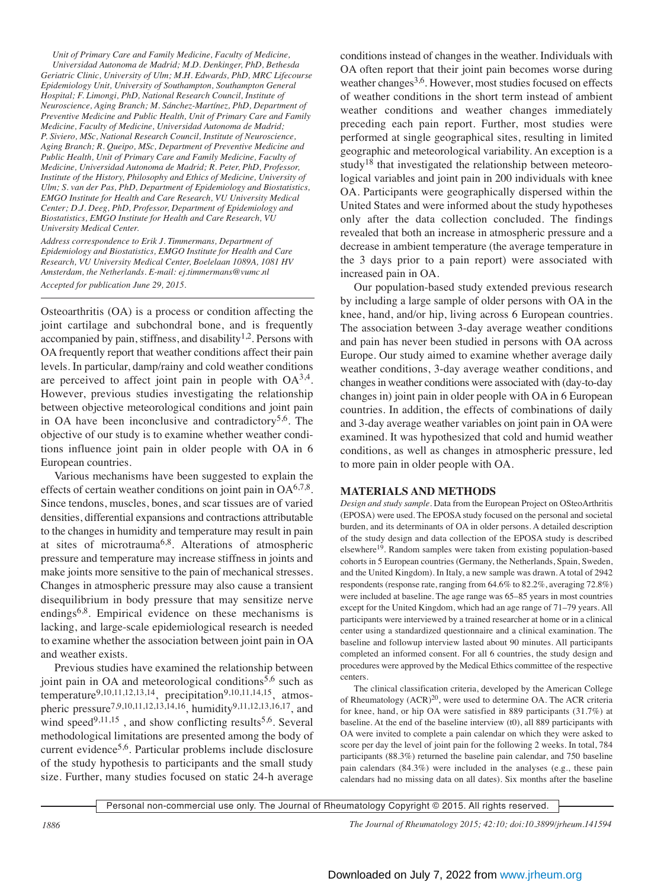*Unit of Primary Care and Family Medicine, Faculty of Medicine, Universidad Autonoma de Madrid; M.D. Denkinger, PhD, Bethesda Geriatric Clinic, University of Ulm; M.H. Edwards, PhD, MRC Lifecourse Epidemiology Unit, University of Southampton, Southampton General Hospital; F. Limongi, PhD, National Research Council, Institute of Neuroscience, Aging Branch; M. Sánchez-Martínez, PhD, Department of Preventive Medicine and Public Health, Unit of Primary Care and Family Medicine, Faculty of Medicine, Universidad Autonoma de Madrid; P. Siviero, MSc, National Research Council, Institute of Neuroscience, Aging Branch; R. Queipo, MSc, Department of Preventive Medicine and Public Health, Unit of Primary Care and Family Medicine, Faculty of Medicine, Universidad Autonoma de Madrid; R. Peter, PhD, Professor, Institute of the History, Philosophy and Ethics of Medicine, University of Ulm; S. van der Pas, PhD, Department of Epidemiology and Biostatistics, EMGO Institute for Health and Care Research, VU University Medical Center; D.J. Deeg, PhD, Professor, Department of Epidemiology and Biostatistics, EMGO Institute for Health and Care Research, VU University Medical Center.*

*Address correspondence to Erik J. Timmermans, Department of Epidemiology and Biostatistics, EMGO Institute for Health and Care Research, VU University Medical Center, Boelelaan 1089A, 1081 HV Amsterdam, the Netherlands. E-mail: ej.timmermans@vumc.nl*

*Accepted for publication June 29, 2015.*

Osteoarthritis (OA) is a process or condition affecting the joint cartilage and subchondral bone, and is frequently accompanied by pain, stiffness, and disability[1,2]. Persons with OA frequently report that weather conditions affect their pain levels. In particular, damp/rainy and cold weather conditions are perceived to affect joint pain in people with OA[3,4]. However, previous studies investigating the relationship between objective meteorological conditions and joint pain in OA have been inconclusive and contradictory[5,6]. The objective of our study is to examine whether weather conditions influence joint pain in older people with OA in 6 European countries.

Various mechanisms have been suggested to explain the effects of certain weather conditions on joint pain in OA[6,7,8]. Since tendons, muscles, bones, and scar tissues are of varied densities, differential expansions and contractions attributable to the changes in humidity and temperature may result in pain at sites of microtrauma[6,8]. Alterations of atmospheric pressure and temperature may increase stiffness in joints and make joints more sensitive to the pain of mechanical stresses. Changes in atmospheric pressure may also cause a transient disequilibrium in body pressure that may sensitize nerve endings[6,8]. Empirical evidence on these mechanisms is lacking, and large-scale epidemiological research is needed to examine whether the association between joint pain in OA and weather exists.

Previous studies have examined the relationship between joint pain in OA and meteorological conditions[5,6] such as temperature[9,10,11,12,13,14], precipitation[9,10,11,14,15], atmospheric pressure[7,9,10,11,12,13,14,16], humidity[9,11,12,13,16,17], and wind speed[9,11,15], and show conflicting results[5,6]. Several methodological limitations are presented among the body of current evidence[5,6]. Particular problems include disclosure of the study hypothesis to participants and the small study size. Further, many studies focused on static 24-h average conditions instead of changes in the weather. Individuals with OA often report that their joint pain becomes worse during weather changes[3,6]. However, most studies focused on effects of weather conditions in the short term instead of ambient weather conditions and weather changes immediately preceding each pain report. Further, most studies were performed at single geographical sites, resulting in limited geographic and meteorological variability. An exception is a study[18] that investigated the relationship between meteorological variables and joint pain in 200 individuals with knee OA. Participants were geographically dispersed within the United States and were informed about the study hypotheses only after the data collection concluded. The findings revealed that both an increase in atmospheric pressure and a decrease in ambient temperature (the average temperature in the 3 days prior to a pain report) were associated with increased pain in OA.

Our population-based study extended previous research by including a large sample of older persons with OA in the knee, hand, and/or hip, living across 6 European countries. The association between 3-day average weather conditions and pain has never been studied in persons with OA across Europe. Our study aimed to examine whether average daily weather conditions, 3-day average weather conditions, and changes in weather conditions were associated with (day-to-day changes in) joint pain in older people with OA in 6 European countries. In addition, the effects of combinations of daily and 3-day average weather variables on joint pain in OA were examined. It was hypothesized that cold and humid weather conditions, as well as changes in atmospheric pressure, led to more pain in older people with OA.

## MATERIALS AND METHODS

*Design and study sample.* Data from the European Project on OSteoArthritis (EPOSA) were used. The EPOSA study focused on the personal and societal burden, and its determinants of OA in older persons. A detailed description of the study design and data collection of the EPOSA study is described elsewhere[19]. Random samples were taken from existing population-based cohorts in 5 European countries (Germany, the Netherlands, Spain, Sweden, and the United Kingdom). In Italy, a new sample was drawn. A total of 2942 respondents (response rate, ranging from 64.6% to 82.2%, averaging 72.8%) were included at baseline. The age range was 65–85 years in most countries except for the United Kingdom, which had an age range of 71–79 years. All participants were interviewed by a trained researcher at home or in a clinical center using a standardized questionnaire and a clinical examination. The baseline and followup interview lasted about 90 minutes. All participants completed an informed consent. For all 6 countries, the study design and procedures were approved by the Medical Ethics committee of the respective centers.

The clinical classification criteria, developed by the American College of Rheumatology (ACR)[20], were used to determine OA. The ACR criteria for knee, hand, or hip OA were satisfied in 889 participants (31.7%) at baseline. At the end of the baseline interview (t0), all 889 participants with OA were invited to complete a pain calendar on which they were asked to score per day the level of joint pain for the following 2 weeks. In total, 784 participants (88.3%) returned the baseline pain calendar, and 750 baseline pain calendars (84.3%) were included in the analyses (e.g., these pain calendars had no missing data on all dates). Six months after the baseline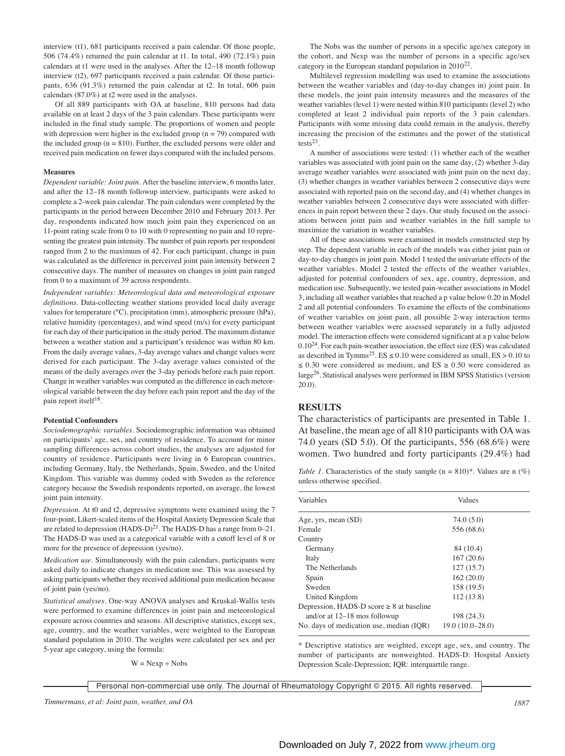interview (t1), 681 participants received a pain calendar. Of those people, 506 (74.4%) returned the pain calendar at t1. In total, 490 (72.1%) pain calendars at t1 were used in the analyses. After the 12–18 month followup interview (t2), 697 participants received a pain calendar. Of those participants, 636 (91.3%) returned the pain calendar at t2. In total, 606 pain calendars (87.0%) at t2 were used in the analyses.

Of all 889 participants with OA at baseline, 810 persons had data available on at least 2 days of the 3 pain calendars. These participants were included in the final study sample. The proportions of women and people with depression were higher in the excluded group (n = 79) compared with the included group (n = 810). Further, the excluded persons were older and received pain medication on fewer days compared with the included persons.

#### Measures

*Dependent variable: Joint pain.* After the baseline interview, 6 months later, and after the 12–18 month followup interview, participants were asked to complete a 2-week pain calendar. The pain calendars were completed by the participants in the period between December 2010 and February 2013. Per day, respondents indicated how much joint pain they experienced on an 11-point rating scale from 0 to 10 with 0 representing no pain and 10 representing the greatest pain intensity. The number of pain reports per respondent ranged from 2 to the maximum of 42. For each participant, change in pain was calculated as the difference in perceived joint pain intensity between 2 consecutive days. The number of measures on changes in joint pain ranged from 0 to a maximum of 39 across respondents.

*Independent variables: Meteorological data and meteorological exposure definitions.* Data-collecting weather stations provided local daily average values for temperature (°C), precipitation (mm), atmospheric pressure (hPa), relative humidity (percentages), and wind speed (m/s) for every participant for each day of their participation in the study period. The maximum distance between a weather station and a participant's residence was within 80 km. From the daily average values, 3-day average values and change values were derived for each participant. The 3-day average values consisted of the means of the daily averages over the 3-day periods before each pain report. Change in weather variables was computed as the difference in each meteorological variable between the day before each pain report and the day of the pain report itself[18].

#### Potential Confounders

*Sociodemographic variables.* Sociodemographic information was obtained on participants' age, sex, and country of residence. To account for minor sampling differences across cohort studies, the analyses are adjusted for country of residence. Participants were living in 6 European countries, including Germany, Italy, the Netherlands, Spain, Sweden, and the United Kingdom. This variable was dummy coded with Sweden as the reference category because the Swedish respondents reported, on average, the lowest joint pain intensity.

*Depression.* At t0 and t2, depressive symptoms were examined using the 7 four-point, Likert-scaled items of the Hospital Anxiety Depression Scale that are related to depression (HADS-D)[21]. The HADS-D has a range from 0–21. The HADS-D was used as a categorical variable with a cutoff level of 8 or more for the presence of depression (yes/no).

*Medication use.* Simultaneously with the pain calendars, participants were asked daily to indicate changes in medication use. This was assessed by asking participants whether they received additional pain medication because of joint pain (yes/no).

*Statistical analyses.* One-way ANOVA analyses and Kruskal-Wallis tests were performed to examine differences in joint pain and meteorological exposure across countries and seasons. All descriptive statistics, except sex, age, country, and the weather variables, were weighted to the European standard population in 2010. The weights were calculated per sex and per 5-year age category, using the formula:

$$W = Nexp \div Nobs$$

The Nobs was the number of persons in a specific age/sex category in the cohort, and Nexp was the number of persons in a specific age/sex category in the European standard population in 2010[22].

Multilevel regression modelling was used to examine the associations between the weather variables and (day-to-day changes in) joint pain. In these models, the joint pain intensity measures and the measures of the weather variables (level 1) were nested within 810 participants (level 2) who completed at least 2 individual pain reports of the 3 pain calendars. Participants with some missing data could remain in the analysis, thereby increasing the precision of the estimates and the power of the statistical tests[23].

A number of associations were tested: (1) whether each of the weather variables was associated with joint pain on the same day, (2) whether 3-day average weather variables were associated with joint pain on the next day, (3) whether changes in weather variables between 2 consecutive days were associated with reported pain on the second day, and (4) whether changes in weather variables between 2 consecutive days were associated with differences in pain report between these 2 days. Our study focused on the associations between joint pain and weather variables in the full sample to maximize the variation in weather variables.

All of these associations were examined in models constructed step by step. The dependent variable in each of the models was either joint pain or day-to-day changes in joint pain. Model 1 tested the univariate effects of the weather variables. Model 2 tested the effects of the weather variables, adjusted for potential confounders of sex, age, country, depression, and medication use. Subsequently, we tested pain-weather associations in Model 3, including all weather variables that reached a p value below 0.20 in Model 2 and all potential confounders. To examine the effects of the combinations of weather variables on joint pain, all possible 2-way interaction terms between weather variables were assessed separately in a fully adjusted model. The interaction effects were considered significant at a p value below 0.10[24]. For each pain-weather association, the effect size (ES) was calculated as described in Tymms[25]. ES ≤ 0.10 were considered as small, ES > 0.10 to ≤ 0.30 were considered as medium, and ES ≥ 0.50 were considered as large[26]. Statistical analyses were performed in IBM SPSS Statistics (version 20.0).

## RESULTS

The characteristics of participants are presented in Table 1. At baseline, the mean age of all 810 participants with OA was 74.0 years (SD 5.0). Of the participants, 556 (68.6%) were women. Two hundred and forty participants (29.4%) had

*Table 1.* Characteristics of the study sample (n = 810)*. Values are n (%) unless otherwise specified.

| Variables | Values |
|---|---|
| Age, yrs, mean (SD) | 74.0 (5.0) |
| Female | 556 (68.6) |
| Country | |
| Germany | 84 (10.4) |
| Italy | 167 (20.6) |
| The Netherlands | 127 (15.7) |
| Spain | 162 (20.0) |
| Sweden | 158 (19.5) |
| United Kingdom | 112 (13.8) |
| Depression, HADS-D score ≥ 8 at baseline and/or at 12–18 mos followup | 198 (24.3) |
| No. days of medication use, median (IQR) | 19.0 (10.0–28.0) |

* Descriptive statistics are weighted, except age, sex, and country. The number of participants are nonweighted. HADS-D: Hospital Anxiety Depression Scale-Depression; IQR: interquartile range.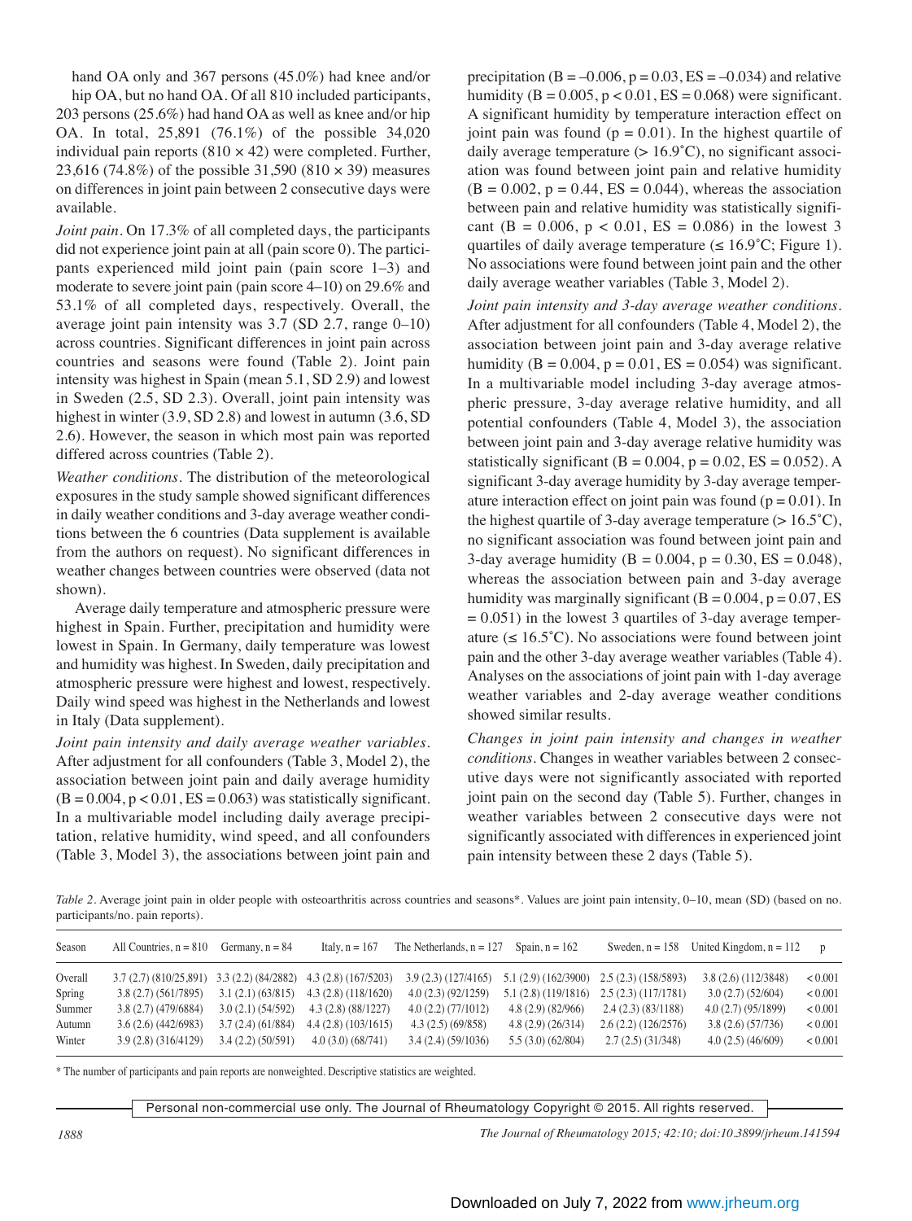hand OA only and 367 persons (45.0%) had knee and/or hip OA, but no hand OA. Of all 810 included participants, 203 persons (25.6%) had hand OA as well as knee and/or hip OA. In total, 25,891 (76.1%) of the possible 34,020 individual pain reports (810 × 42) were completed. Further, 23,616 (74.8%) of the possible 31,590 (810 × 39) measures on differences in joint pain between 2 consecutive days were available.

*Joint pain.* On 17.3% of all completed days, the participants did not experience joint pain at all (pain score 0). The participants experienced mild joint pain (pain score 1–3) and moderate to severe joint pain (pain score 4–10) on 29.6% and 53.1% of all completed days, respectively. Overall, the average joint pain intensity was 3.7 (SD 2.7, range 0–10) across countries. Significant differences in joint pain across countries and seasons were found (Table 2). Joint pain intensity was highest in Spain (mean 5.1, SD 2.9) and lowest in Sweden (2.5, SD 2.3). Overall, joint pain intensity was highest in winter (3.9, SD 2.8) and lowest in autumn (3.6, SD 2.6). However, the season in which most pain was reported differed across countries (Table 2).

*Weather conditions.* The distribution of the meteorological exposures in the study sample showed significant differences in daily weather conditions and 3-day average weather conditions between the 6 countries (Data supplement is available from the authors on request). No significant differences in weather changes between countries were observed (data not shown).

Average daily temperature and atmospheric pressure were highest in Spain. Further, precipitation and humidity were lowest in Spain. In Germany, daily temperature was lowest and humidity was highest. In Sweden, daily precipitation and atmospheric pressure were highest and lowest, respectively. Daily wind speed was highest in the Netherlands and lowest in Italy (Data supplement).

*Joint pain intensity and daily average weather variables.* After adjustment for all confounders (Table 3, Model 2), the association between joint pain and daily average humidity (B = 0.004, p < 0.01, ES = 0.063) was statistically significant. In a multivariable model including daily average precipitation, relative humidity, wind speed, and all confounders (Table 3, Model 3), the associations between joint pain and precipitation (B = –0.006, p = 0.03, ES = –0.034) and relative humidity (B = 0.005, p < 0.01, ES = 0.068) were significant. A significant humidity by temperature interaction effect on joint pain was found (p = 0.01). In the highest quartile of daily average temperature (> 16.9˚C), no significant association was found between joint pain and relative humidity (B = 0.002, p = 0.44, ES = 0.044), whereas the association between pain and relative humidity was statistically significant (B = 0.006, p < 0.01, ES = 0.086) in the lowest 3 quartiles of daily average temperature (≤ 16.9˚C; Figure 1). No associations were found between joint pain and the other daily average weather variables (Table 3, Model 2).

*Joint pain intensity and 3-day average weather conditions.* After adjustment for all confounders (Table 4, Model 2), the association between joint pain and 3-day average relative humidity (B = 0.004, p = 0.01, ES = 0.054) was significant. In a multivariable model including 3-day average atmospheric pressure, 3-day average relative humidity, and all potential confounders (Table 4, Model 3), the association between joint pain and 3-day average relative humidity was statistically significant (B = 0.004, p = 0.02, ES = 0.052). A significant 3-day average humidity by 3-day average temperature interaction effect on joint pain was found (p = 0.01). In the highest quartile of 3-day average temperature (> 16.5˚C), no significant association was found between joint pain and 3-day average humidity (B = 0.004, p = 0.30, ES = 0.048), whereas the association between pain and 3-day average humidity was marginally significant (B = 0.004, p = 0.07, ES = 0.051) in the lowest 3 quartiles of 3-day average temperature (≤ 16.5˚C). No associations were found between joint pain and the other 3-day average weather variables (Table 4). Analyses on the associations of joint pain with 1-day average weather variables and 2-day average weather conditions showed similar results.

*Changes in joint pain intensity and changes in weather conditions.* Changes in weather variables between 2 consecutive days were not significantly associated with reported joint pain on the second day (Table 5). Further, changes in weather variables between 2 consecutive days were not significantly associated with differences in experienced joint pain intensity between these 2 days (Table 5).

*Table 2.* Average joint pain in older people with osteoarthritis across countries and seasons*. Values are joint pain intensity, 0–10, mean (SD) (based on no. participants/no. pain reports).

| Season | All Countries, n = 810 | Germany, n = 84 | Italy, n = 167 | The Netherlands, n = 127 | Spain, n = 162 | Sweden, n = 158 | United Kingdom, n = 112 | p |
|---|---|---|---|---|---|---|---|---|
| Overall | 3.7 (2.7) (810/25,891) | 3.3 (2.2) (84/2882) | 4.3 (2.8) (167/5203) | 3.9 (2.3) (127/4165) | 5.1 (2.9) (162/3900) | 2.5 (2.3) (158/5893) | 3.8 (2.6) (112/3848) | < 0.001 |
| Spring | 3.8 (2.7) (561/7895) | 3.1 (2.1) (63/815) | 4.3 (2.8) (118/1620) | 4.0 (2.3) (92/1259) | 5.1 (2.8) (119/1816) | 2.5 (2.3) (117/1781) | 3.0 (2.7) (52/604) | < 0.001 |
| Summer | 3.8 (2.7) (479/6884) | 3.0 (2.1) (54/592) | 4.3 (2.8) (88/1227) | 4.0 (2.2) (77/1012) | 4.8 (2.9) (82/966) | 2.4 (2.3) (83/1188) | 4.0 (2.7) (95/1899) | < 0.001 |
| Autumn | 3.6 (2.6) (442/6983) | 3.7 (2.4) (61/884) | 4.4 (2.8) (103/1615) | 4.3 (2.5) (69/858) | 4.8 (2.9) (26/314) | 2.6 (2.2) (126/2576) | 3.8 (2.6) (57/736) | < 0.001 |
| Winter | 3.9 (2.8) (316/4129) | 3.4 (2.2) (50/591) | 4.0 (3.0) (68/741) | 3.4 (2.4) (59/1036) | 5.5 (3.0) (62/804) | 2.7 (2.5) (31/348) | 4.0 (2.5) (46/609) | < 0.001 |

\* The number of participants and pain reports are nonweighted. Descriptive statistics are weighted.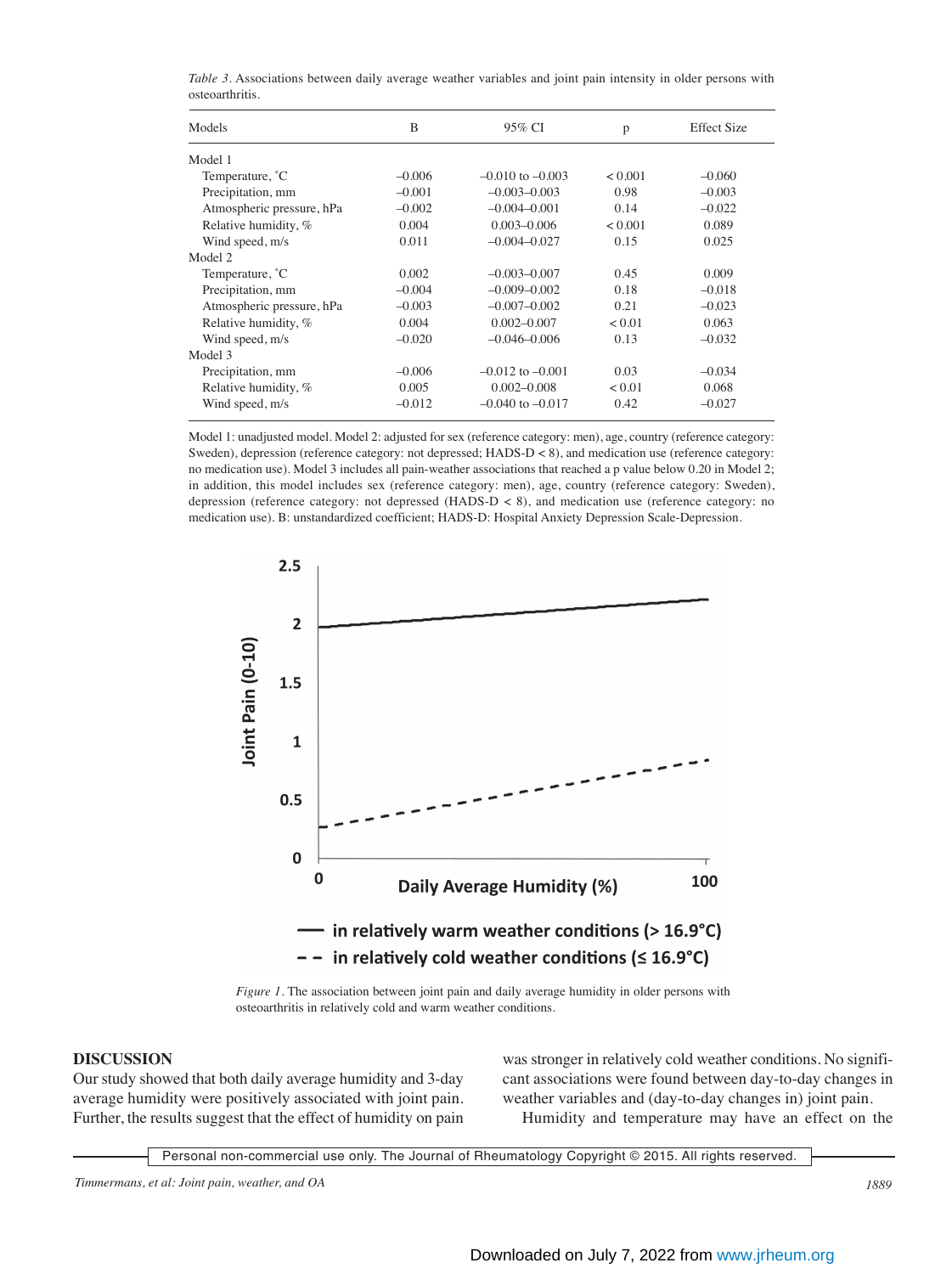*Table 3*. Associations between daily average weather variables and joint pain intensity in older persons with osteoarthritis.

| Models | B | 95% CI | p | Effect Size |
|---|---|---|---|---|
| Model 1 | | | | |
| Temperature, ˚C | –0.006 | –0.010 to –0.003 | < 0.001 | –0.060 |
| Precipitation, mm | –0.001 | –0.003–0.003 | 0.98 | –0.003 |
| Atmospheric pressure, hPa | –0.002 | –0.004–0.001 | 0.14 | –0.022 |
| Relative humidity, % | 0.004 | 0.003–0.006 | < 0.001 | 0.089 |
| Wind speed, m/s | 0.011 | –0.004–0.027 | 0.15 | 0.025 |
| Model 2 | | | | |
| Temperature, ˚C | 0.002 | –0.003–0.007 | 0.45 | 0.009 |
| Precipitation, mm | –0.004 | –0.009–0.002 | 0.18 | –0.018 |
| Atmospheric pressure, hPa | –0.003 | –0.007–0.002 | 0.21 | –0.023 |
| Relative humidity, % | 0.004 | 0.002–0.007 | < 0.01 | 0.063 |
| Wind speed, m/s | –0.020 | –0.046–0.006 | 0.13 | –0.032 |
| Model 3 | | | | |
| Precipitation, mm | –0.006 | –0.012 to –0.001 | 0.03 | –0.034 |
| Relative humidity, % | 0.005 | 0.002–0.008 | < 0.01 | 0.068 |
| Wind speed, m/s | –0.012 | –0.040 to –0.017 | 0.42 | –0.027 |

Model 1: unadjusted model. Model 2: adjusted for sex (reference category: men), age, country (reference category: Sweden), depression (reference category: not depressed; HADS-D < 8), and medication use (reference category: no medication use). Model 3 includes all pain-weather associations that reached a p value below 0.20 in Model 2; in addition, this model includes sex (reference category: men), age, country (reference category: Sweden), depression (reference category: not depressed (HADS-D < 8), and medication use (reference category: no medication use). B: unstandardized coefficient; HADS-D: Hospital Anxiety Depression Scale-Depression.

*Figure 1*. The association between joint pain and daily average humidity in older persons with osteoarthritis in relatively cold and warm weather conditions.

## DISCUSSION

Our study showed that both daily average humidity and 3-day average humidity were positively associated with joint pain. Further, the results suggest that the effect of humidity on pain was stronger in relatively cold weather conditions. No significant associations were found between day-to-day changes in weather variables and (day-to-day changes in) joint pain.

Humidity and temperature may have an effect on the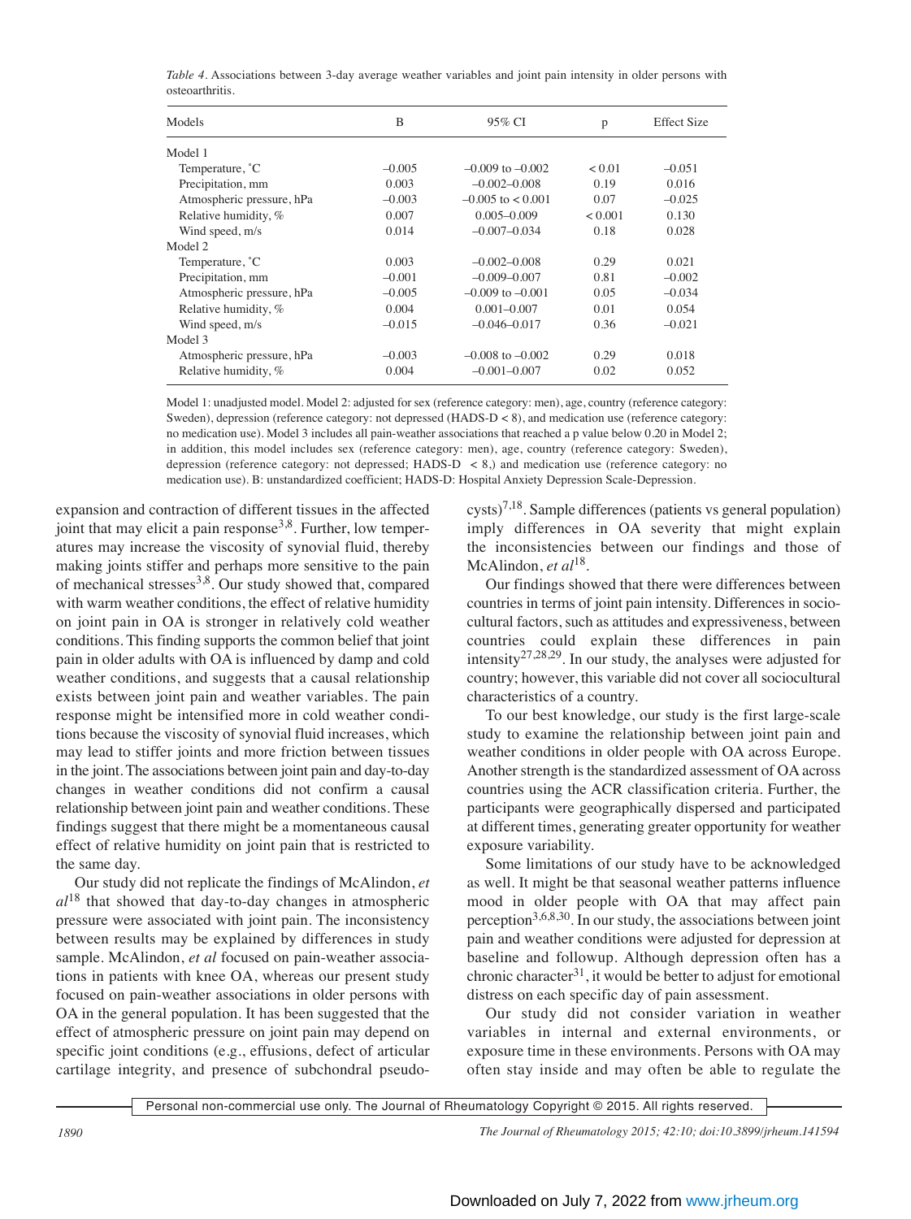*Table 4*. Associations between 3-day average weather variables and joint pain intensity in older persons with osteoarthritis.

| Models | B | 95% CI | p | Effect Size |
|---|---|---|---|---|
| Model 1 | | | | |
| Temperature, °C | –0.005 | –0.009 to –0.002 | < 0.01 | –0.051 |
| Precipitation, mm | 0.003 | –0.002–0.008 | 0.19 | 0.016 |
| Atmospheric pressure, hPa | –0.003 | –0.005 to < 0.001 | 0.07 | –0.025 |
| Relative humidity, % | 0.007 | 0.005–0.009 | < 0.001 | 0.130 |
| Wind speed, m/s | 0.014 | –0.007–0.034 | 0.18 | 0.028 |
| Model 2 | | | | |
| Temperature, °C | 0.003 | –0.002–0.008 | 0.29 | 0.021 |
| Precipitation, mm | –0.001 | –0.009–0.007 | 0.81 | –0.002 |
| Atmospheric pressure, hPa | –0.005 | –0.009 to –0.001 | 0.05 | –0.034 |
| Relative humidity, % | 0.004 | 0.001–0.007 | 0.01 | 0.054 |
| Wind speed, m/s | –0.015 | –0.046–0.017 | 0.36 | –0.021 |
| Model 3 | | | | |
| Atmospheric pressure, hPa | –0.003 | –0.008 to –0.002 | 0.29 | 0.018 |
| Relative humidity, % | 0.004 | –0.001–0.007 | 0.02 | 0.052 |

Model 1: unadjusted model. Model 2: adjusted for sex (reference category: men), age, country (reference category: Sweden), depression (reference category: not depressed (HADS-D < 8), and medication use (reference category: no medication use). Model 3 includes all pain-weather associations that reached a p value below 0.20 in Model 2; in addition, this model includes sex (reference category: men), age, country (reference category: Sweden), depression (reference category: not depressed; HADS-D < 8,) and medication use (reference category: no medication use). B: unstandardized coefficient; HADS-D: Hospital Anxiety Depression Scale-Depression.

expansion and contraction of different tissues in the affected joint that may elicit a pain response[3,8]. Further, low temperatures may increase the viscosity of synovial fluid, thereby making joints stiffer and perhaps more sensitive to the pain of mechanical stresses[3,8]. Our study showed that, compared with warm weather conditions, the effect of relative humidity on joint pain in OA is stronger in relatively cold weather conditions. This finding supports the common belief that joint pain in older adults with OA is influenced by damp and cold weather conditions, and suggests that a causal relationship exists between joint pain and weather variables. The pain response might be intensified more in cold weather conditions because the viscosity of synovial fluid increases, which may lead to stiffer joints and more friction between tissues in the joint. The associations between joint pain and day-to-day changes in weather conditions did not confirm a causal relationship between joint pain and weather conditions. These findings suggest that there might be a momentaneous causal effect of relative humidity on joint pain that is restricted to the same day.

Our study did not replicate the findings of McAlindon, *et al*[18] that showed that day-to-day changes in atmospheric pressure were associated with joint pain. The inconsistency between results may be explained by differences in study sample. McAlindon, *et al* focused on pain-weather associations in patients with knee OA, whereas our present study focused on pain-weather associations in older persons with OA in the general population. It has been suggested that the effect of atmospheric pressure on joint pain may depend on specific joint conditions (e.g., effusions, defect of articular cartilage integrity, and presence of subchondral pseudocysts)[7,18]. Sample differences (patients vs general population) imply differences in OA severity that might explain the inconsistencies between our findings and those of McAlindon, *et al*[18].

Our findings showed that there were differences between countries in terms of joint pain intensity. Differences in sociocultural factors, such as attitudes and expressiveness, between countries could explain these differences in pain intensity[27,28,29]. In our study, the analyses were adjusted for country; however, this variable did not cover all sociocultural characteristics of a country.

To our best knowledge, our study is the first large-scale study to examine the relationship between joint pain and weather conditions in older people with OA across Europe. Another strength is the standardized assessment of OA across countries using the ACR classification criteria. Further, the participants were geographically dispersed and participated at different times, generating greater opportunity for weather exposure variability.

Some limitations of our study have to be acknowledged as well. It might be that seasonal weather patterns influence mood in older people with OA that may affect pain perception[3,6,8,30]. In our study, the associations between joint pain and weather conditions were adjusted for depression at baseline and followup. Although depression often has a chronic character[31], it would be better to adjust for emotional distress on each specific day of pain assessment.

Our study did not consider variation in weather variables in internal and external environments, or exposure time in these environments. Persons with OA may often stay inside and may often be able to regulate the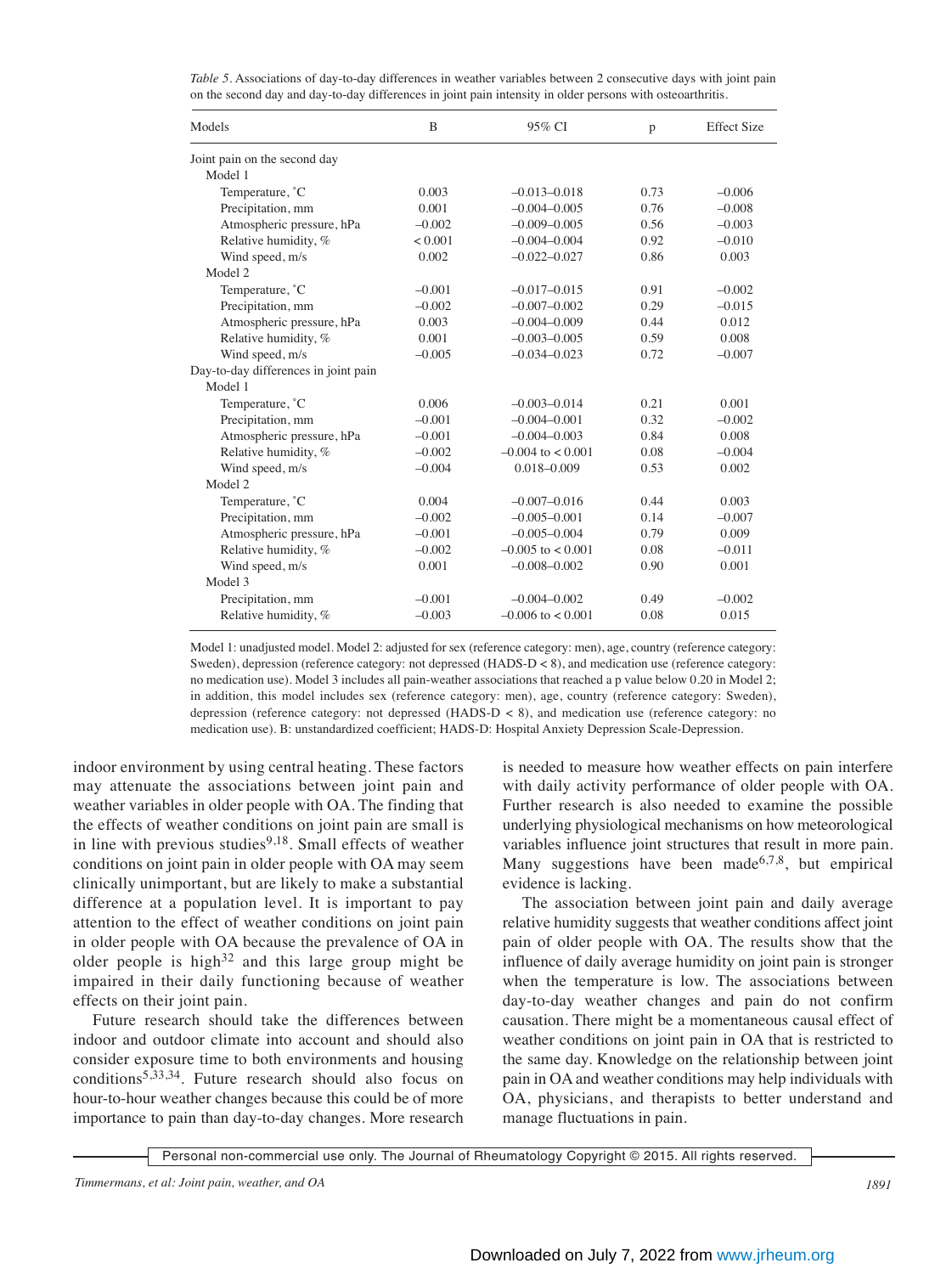*Table 5*. Associations of day-to-day differences in weather variables between 2 consecutive days with joint pain on the second day and day-to-day differences in joint pain intensity in older persons with osteoarthritis.

| Models | B | 95% CI | p | Effect Size |
|---|---|---|---|---|
| Joint pain on the second day | | | | |
| Model 1 | | | | |
| Temperature, ˚C | 0.003 | −0.013–0.018 | 0.73 | −0.006 |
| Precipitation, mm | 0.001 | −0.004–0.005 | 0.76 | −0.008 |
| Atmospheric pressure, hPa | −0.002 | −0.009–0.005 | 0.56 | −0.003 |
| Relative humidity, % | < 0.001 | −0.004–0.004 | 0.92 | −0.010 |
| Wind speed, m/s | 0.002 | −0.022–0.027 | 0.86 | 0.003 |
| Model 2 | | | | |
| Temperature, ˚C | −0.001 | −0.017–0.015 | 0.91 | −0.002 |
| Precipitation, mm | −0.002 | −0.007–0.002 | 0.29 | −0.015 |
| Atmospheric pressure, hPa | 0.003 | −0.004–0.009 | 0.44 | 0.012 |
| Relative humidity, % | 0.001 | −0.003–0.005 | 0.59 | 0.008 |
| Wind speed, m/s | −0.005 | −0.034–0.023 | 0.72 | −0.007 |
| Day-to-day differences in joint pain | | | | |
| Model 1 | | | | |
| Temperature, ˚C | 0.006 | −0.003–0.014 | 0.21 | 0.001 |
| Precipitation, mm | −0.001 | −0.004–0.001 | 0.32 | −0.002 |
| Atmospheric pressure, hPa | −0.001 | −0.004–0.003 | 0.84 | 0.008 |
| Relative humidity, % | −0.002 | −0.004 to < 0.001 | 0.08 | −0.004 |
| Wind speed, m/s | −0.004 | 0.018–0.009 | 0.53 | 0.002 |
| Model 2 | | | | |
| Temperature, ˚C | 0.004 | −0.007–0.016 | 0.44 | 0.003 |
| Precipitation, mm | −0.002 | −0.005–0.001 | 0.14 | −0.007 |
| Atmospheric pressure, hPa | −0.001 | −0.005–0.004 | 0.79 | 0.009 |
| Relative humidity, % | −0.002 | −0.005 to < 0.001 | 0.08 | −0.011 |
| Wind speed, m/s | 0.001 | −0.008–0.002 | 0.90 | 0.001 |
| Model 3 | | | | |
| Precipitation, mm | −0.001 | −0.004–0.002 | 0.49 | −0.002 |
| Relative humidity, % | −0.003 | −0.006 to < 0.001 | 0.08 | 0.015 |

Model 1: unadjusted model. Model 2: adjusted for sex (reference category: men), age, country (reference category: Sweden), depression (reference category: not depressed (HADS-D < 8), and medication use (reference category: no medication use). Model 3 includes all pain-weather associations that reached a p value below 0.20 in Model 2; in addition, this model includes sex (reference category: men), age, country (reference category: Sweden), depression (reference category: not depressed (HADS-D < 8), and medication use (reference category: no medication use). B: unstandardized coefficient; HADS-D: Hospital Anxiety Depression Scale-Depression.

indoor environment by using central heating. These factors may attenuate the associations between joint pain and weather variables in older people with OA. The finding that the effects of weather conditions on joint pain are small is in line with previous studies[9,18]. Small effects of weather conditions on joint pain in older people with OA may seem clinically unimportant, but are likely to make a substantial difference at a population level. It is important to pay attention to the effect of weather conditions on joint pain in older people with OA because the prevalence of OA in older people is high[32] and this large group might be impaired in their daily functioning because of weather effects on their joint pain.

Future research should take the differences between indoor and outdoor climate into account and should also consider exposure time to both environments and housing conditions[5,33,34]. Future research should also focus on hour-to-hour weather changes because this could be of more importance to pain than day-to-day changes. More research is needed to measure how weather effects on pain interfere with daily activity performance of older people with OA. Further research is also needed to examine the possible underlying physiological mechanisms on how meteorological variables influence joint structures that result in more pain. Many suggestions have been made[6,7,8], but empirical evidence is lacking.

The association between joint pain and daily average relative humidity suggests that weather conditions affect joint pain of older people with OA. The results show that the influence of daily average humidity on joint pain is stronger when the temperature is low. The associations between day-to-day weather changes and pain do not confirm causation. There might be a momentaneous causal effect of weather conditions on joint pain in OA that is restricted to the same day. Knowledge on the relationship between joint pain in OA and weather conditions may help individuals with OA, physicians, and therapists to better understand and manage fluctuations in pain.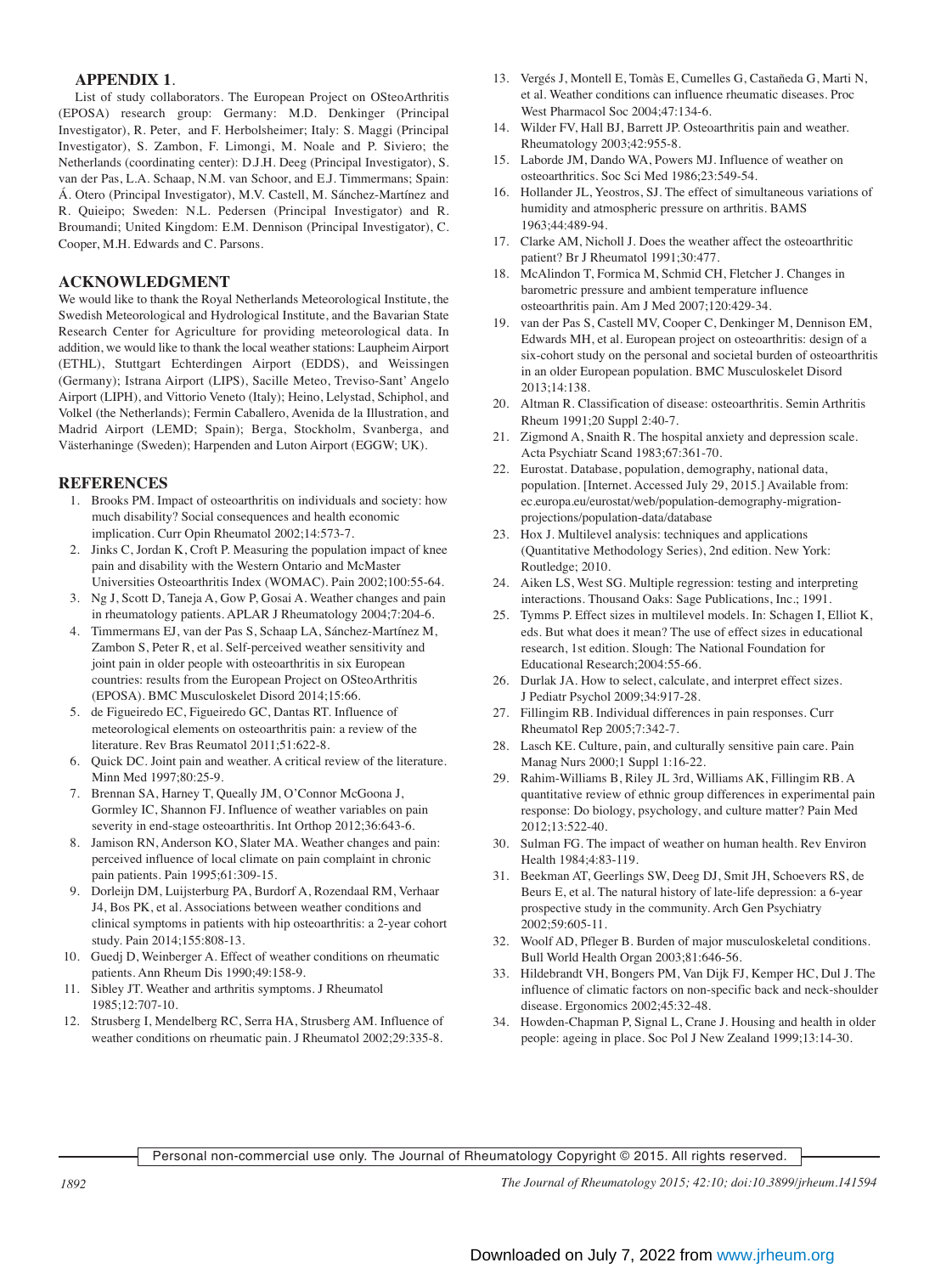## APPENDIX 1.

List of study collaborators. The European Project on OSteoArthritis (EPOSA) research group: Germany: M.D. Denkinger (Principal Investigator), R. Peter, and F. Herbolsheimer; Italy: S. Maggi (Principal Investigator), S. Zambon, F. Limongi, M. Noale and P. Siviero; the Netherlands (coordinating center): D.J.H. Deeg (Principal Investigator), S. van der Pas, L.A. Schaap, N.M. van Schoor, and E.J. Timmermans; Spain: Á. Otero (Principal Investigator), M.V. Castell, M. Sánchez-Martínez and R. Quieipo; Sweden: N.L. Pedersen (Principal Investigator) and R. Broumandi; United Kingdom: E.M. Dennison (Principal Investigator), C. Cooper, M.H. Edwards and C. Parsons.

## ACKNOWLEDGMENT

We would like to thank the Royal Netherlands Meteorological Institute, the Swedish Meteorological and Hydrological Institute, and the Bavarian State Research Center for Agriculture for providing meteorological data. In addition, we would like to thank the local weather stations: Laupheim Airport (ETHL), Stuttgart Echterdingen Airport (EDDS), and Weissingen (Germany); Istrana Airport (LIPS), Sacille Meteo, Treviso-Sant' Angelo Airport (LIPH), and Vittorio Veneto (Italy); Heino, Lelystad, Schiphol, and Volkel (the Netherlands); Fermin Caballero, Avenida de la Illustration, and Madrid Airport (LEMD; Spain); Berga, Stockholm, Svanberga, and Västerhaninge (Sweden); Harpenden and Luton Airport (EGGW; UK).

## REFERENCES

1. Brooks PM. Impact of osteoarthritis on individuals and society: how much disability? Social consequences and health economic implication. Curr Opin Rheumatol 2002;14:573-7.
2. Jinks C, Jordan K, Croft P. Measuring the population impact of knee pain and disability with the Western Ontario and McMaster Universities Osteoarthritis Index (WOMAC). Pain 2002;100:55-64.
3. Ng J, Scott D, Taneja A, Gow P, Gosai A. Weather changes and pain in rheumatology patients. APLAR J Rheumatology 2004;7:204-6.
4. Timmermans EJ, van der Pas S, Schaap LA, Sánchez-Martínez M, Zambon S, Peter R, et al. Self-perceived weather sensitivity and joint pain in older people with osteoarthritis in six European countries: results from the European Project on OSteoArthritis (EPOSA). BMC Musculoskelet Disord 2014;15:66.
5. de Figueiredo EC, Figueiredo GC, Dantas RT. Influence of meteorological elements on osteoarthritis pain: a review of the literature. Rev Bras Reumatol 2011;51:622-8.
6. Quick DC. Joint pain and weather. A critical review of the literature. Minn Med 1997;80:25-9.
7. Brennan SA, Harney T, Queally JM, O'Connor McGoona J, Gormley IC, Shannon FJ. Influence of weather variables on pain severity in end-stage osteoarthritis. Int Orthop 2012;36:643-6.
8. Jamison RN, Anderson KO, Slater MA. Weather changes and pain: perceived influence of local climate on pain complaint in chronic pain patients. Pain 1995;61:309-15.
9. Dorleijn DM, Luijsterburg PA, Burdorf A, Rozendaal RM, Verhaar J4, Bos PK, et al. Associations between weather conditions and clinical symptoms in patients with hip osteoarthritis: a 2-year cohort study. Pain 2014;155:808-13.
10. Guedj D, Weinberger A. Effect of weather conditions on rheumatic patients. Ann Rheum Dis 1990;49:158-9.
11. Sibley JT. Weather and arthritis symptoms. J Rheumatol 1985;12:707-10.
12. Strusberg I, Mendelberg RC, Serra HA, Strusberg AM. Influence of weather conditions on rheumatic pain. J Rheumatol 2002;29:335-8.
13. Vergés J, Montell E, Tomàs E, Cumelles G, Castañeda G, Marti N, et al. Weather conditions can influence rheumatic diseases. Proc West Pharmacol Soc 2004;47:134-6.
14. Wilder FV, Hall BJ, Barrett JP. Osteoarthritis pain and weather. Rheumatology 2003;42:955-8.
15. Laborde JM, Dando WA, Powers MJ. Influence of weather on osteoarthritics. Soc Sci Med 1986;23:549-54.
16. Hollander JL, Yeostros, SJ. The effect of simultaneous variations of humidity and atmospheric pressure on arthritis. BAMS 1963;44:489-94.
17. Clarke AM, Nicholl J. Does the weather affect the osteoarthritic patient? Br J Rheumatol 1991;30:477.
18. McAlindon T, Formica M, Schmid CH, Fletcher J. Changes in barometric pressure and ambient temperature influence osteoarthritis pain. Am J Med 2007;120:429-34.
19. van der Pas S, Castell MV, Cooper C, Denkinger M, Dennison EM, Edwards MH, et al. European project on osteoarthritis: design of a six-cohort study on the personal and societal burden of osteoarthritis in an older European population. BMC Musculoskelet Disord 2013;14:138.
20. Altman R. Classification of disease: osteoarthritis. Semin Arthritis Rheum 1991;20 Suppl 2:40-7.
21. Zigmond A, Snaith R. The hospital anxiety and depression scale. Acta Psychiatr Scand 1983;67:361-70.
22. Eurostat. Database, population, demography, national data, population. [Internet. Accessed July 29, 2015.] Available from: ec.europa.eu/eurostat/web/population-demography-migration-projections/population-data/database
23. Hox J. Multilevel analysis: techniques and applications (Quantitative Methodology Series), 2nd edition. New York: Routledge; 2010.
24. Aiken LS, West SG. Multiple regression: testing and interpreting interactions. Thousand Oaks: Sage Publications, Inc.; 1991.
25. Tymms P. Effect sizes in multilevel models. In: Schagen I, Elliot K, eds. But what does it mean? The use of effect sizes in educational research, 1st edition. Slough: The National Foundation for Educational Research;2004:55-66.
26. Durlak JA. How to select, calculate, and interpret effect sizes. J Pediatr Psychol 2009;34:917-28.
27. Fillingim RB. Individual differences in pain responses. Curr Rheumatol Rep 2005;7:342-7.
28. Lasch KE. Culture, pain, and culturally sensitive pain care. Pain Manag Nurs 2000;1 Suppl 1:16-22.
29. Rahim-Williams B, Riley JL 3rd, Williams AK, Fillingim RB. A quantitative review of ethnic group differences in experimental pain response: Do biology, psychology, and culture matter? Pain Med 2012;13:522-40.
30. Sulman FG. The impact of weather on human health. Rev Environ Health 1984;4:83-119.
31. Beekman AT, Geerlings SW, Deeg DJ, Smit JH, Schoevers RS, de Beurs E, et al. The natural history of late-life depression: a 6-year prospective study in the community. Arch Gen Psychiatry 2002;59:605-11.
32. Woolf AD, Pfleger B. Burden of major musculoskeletal conditions. Bull World Health Organ 2003;81:646-56.
33. Hildebrandt VH, Bongers PM, Van Dijk FJ, Kemper HC, Dul J. The influence of climatic factors on non-specific back and neck-shoulder disease. Ergonomics 2002;45:32-48.
34. Howden-Chapman P, Signal L, Crane J. Housing and health in older people: ageing in place. Soc Pol J New Zealand 1999;13:14-30.